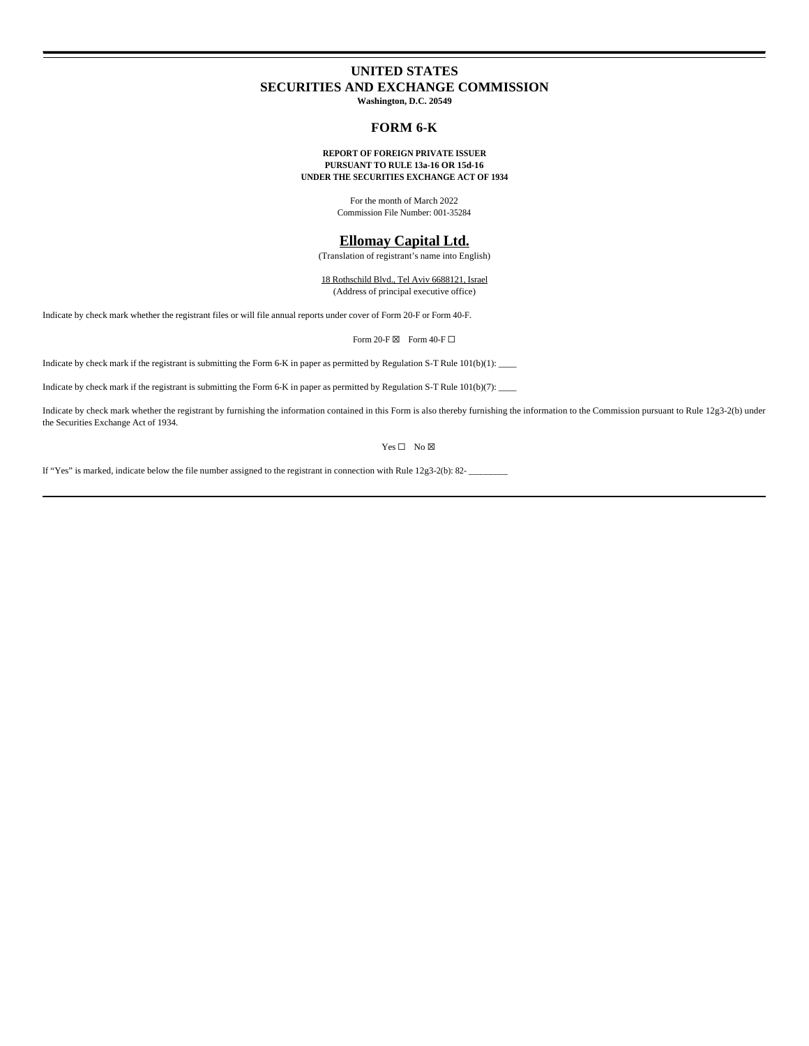# UNITED STATES
# SECURITIES AND EXCHANGE COMMISSION

**Washington, D.C. 20549**

## FORM 6-K

**REPORT OF FOREIGN PRIVATE ISSUER**
**PURSUANT TO RULE 13a-16 OR 15d-16**
**UNDER THE SECURITIES EXCHANGE ACT OF 1934**

For the month of March 2022
Commission File Number: 001-35284

## Ellomay Capital Ltd.

(Translation of registrant's name into English)

18 Rothschild Blvd., Tel Aviv 6688121, Israel
(Address of principal executive office)

Indicate by check mark whether the registrant files or will file annual reports under cover of Form 20-F or Form 40-F.

Form 20-F ☒ Form 40-F ☐

Indicate by check mark if the registrant is submitting the Form 6-K in paper as permitted by Regulation S-T Rule 101(b)(1): ____

Indicate by check mark if the registrant is submitting the Form 6-K in paper as permitted by Regulation S-T Rule 101(b)(7): ____

Indicate by check mark whether the registrant by furnishing the information contained in this Form is also thereby furnishing the information to the Commission pursuant to Rule 12g3-2(b) under the Securities Exchange Act of 1934.

Yes ☐ No ☒

If "Yes" is marked, indicate below the file number assigned to the registrant in connection with Rule 12g3-2(b): 82- ________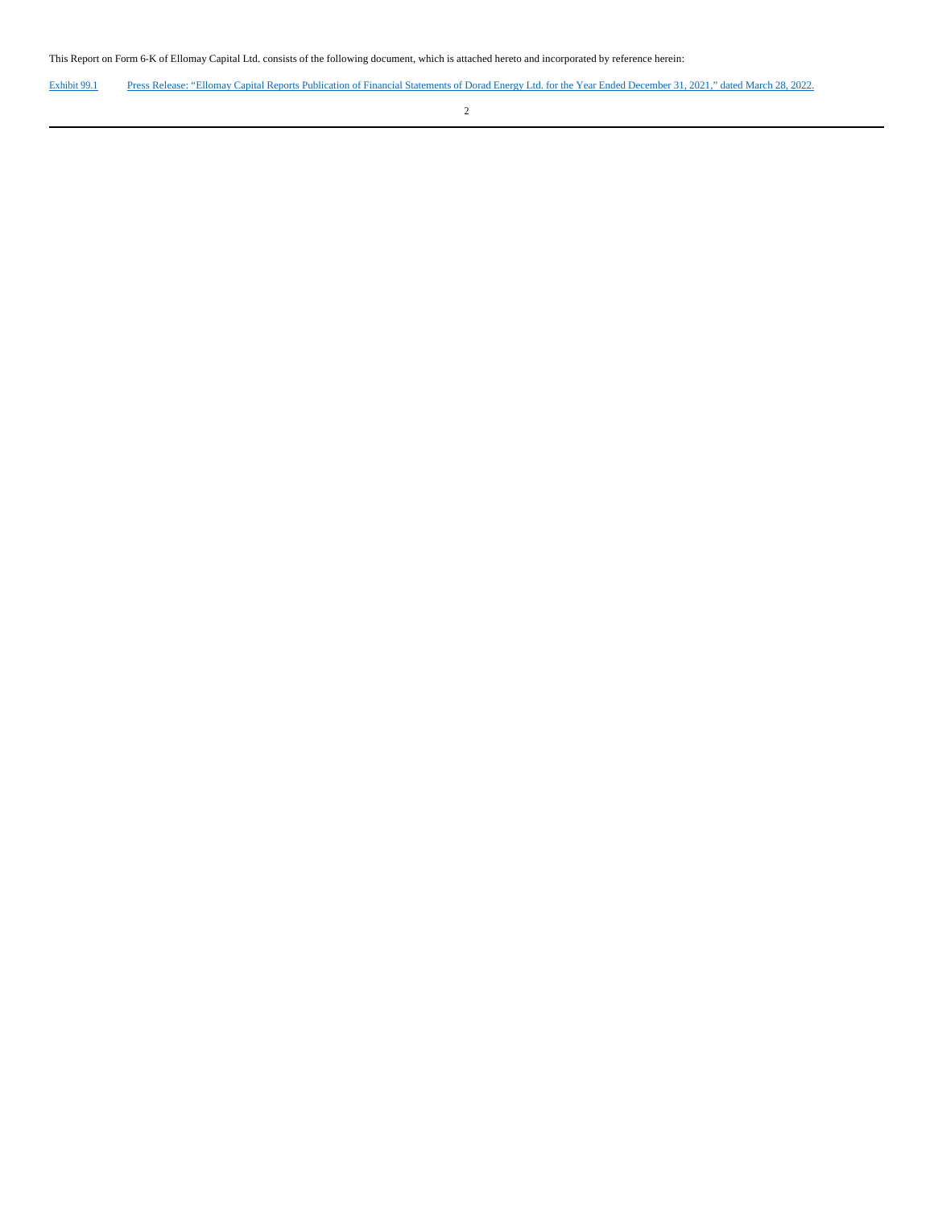This Report on Form 6-K of Ellomay Capital Ltd. consists of the following document, which is attached hereto and incorporated by reference herein:

| Exhibit 99.1 | Press Release: "Ellomay Capital Reports Publication of Financial Statements of Dorad Energy Ltd. for the Year Ended December 31, 2021," dated March 28, 2022. |
|---|---|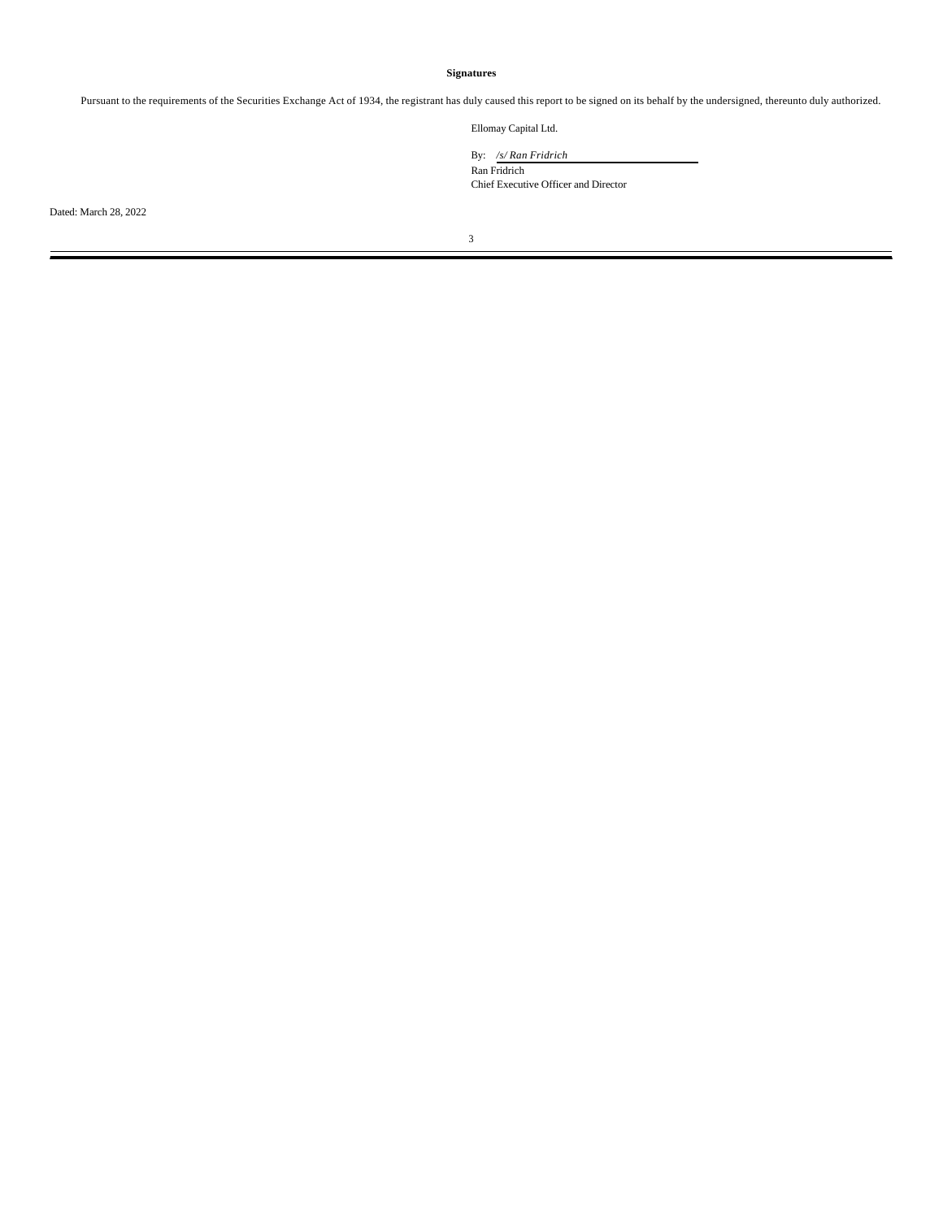**Signatures**

Pursuant to the requirements of the Securities Exchange Act of 1934, the registrant has duly caused this report to be signed on its behalf by the undersigned, thereunto duly authorized.

Ellomay Capital Ltd.

By: */s/ Ran Fridrich*

Ran Fridrich

Chief Executive Officer and Director

Dated: March 28, 2022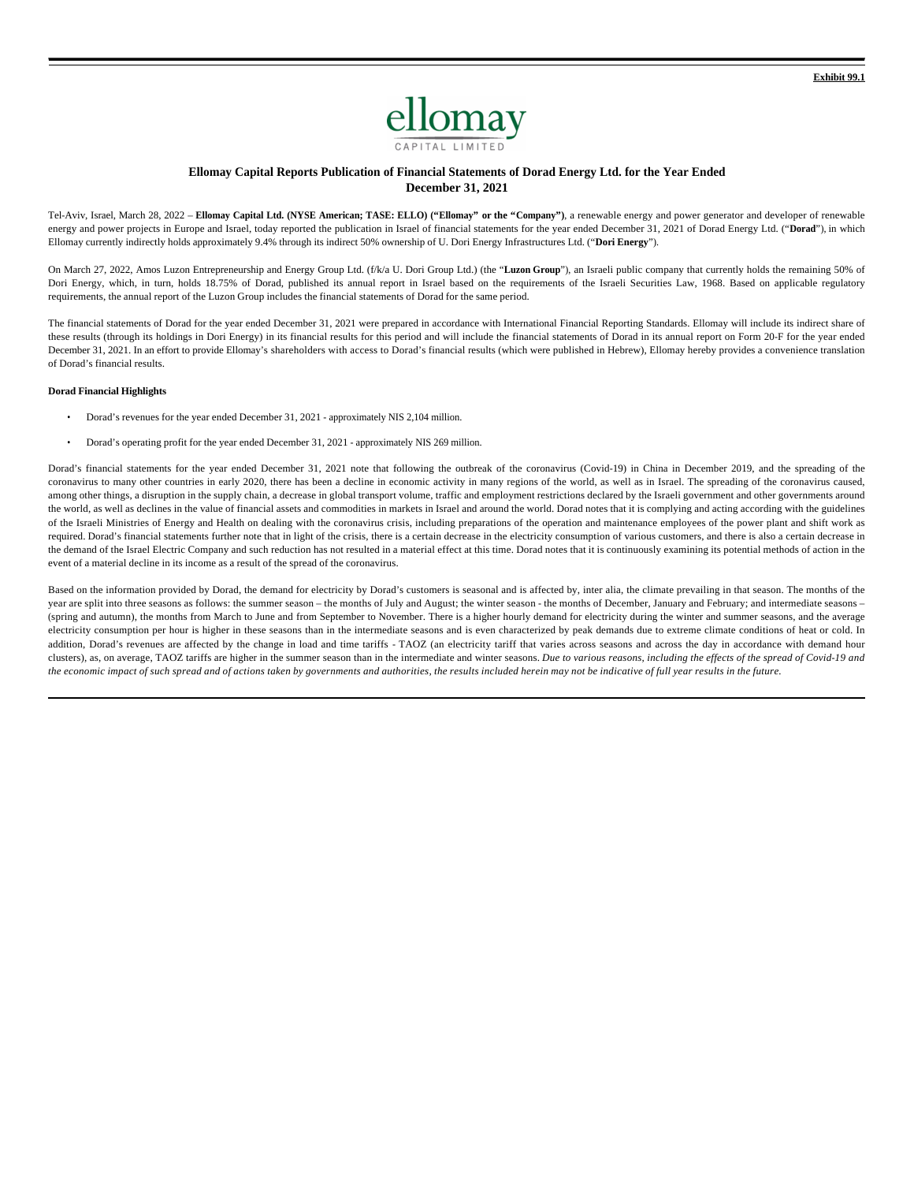**Exhibit 99.1**

ellomay
CAPITAL LIMITED

## Ellomay Capital Reports Publication of Financial Statements of Dorad Energy Ltd. for the Year Ended December 31, 2021

Tel-Aviv, Israel, March 28, 2022 – **Ellomay Capital Ltd. (NYSE American; TASE: ELLO) ("Ellomay" or the "Company")**, a renewable energy and power generator and developer of renewable energy and power projects in Europe and Israel, today reported the publication in Israel of financial statements for the year ended December 31, 2021 of Dorad Energy Ltd. ("**Dorad**"), in which Ellomay currently indirectly holds approximately 9.4% through its indirect 50% ownership of U. Dori Energy Infrastructures Ltd. ("**Dori Energy**").

On March 27, 2022, Amos Luzon Entrepreneurship and Energy Group Ltd. (f/k/a U. Dori Group Ltd.) (the "**Luzon Group**"), an Israeli public company that currently holds the remaining 50% of Dori Energy, which, in turn, holds 18.75% of Dorad, published its annual report in Israel based on the requirements of the Israeli Securities Law, 1968. Based on applicable regulatory requirements, the annual report of the Luzon Group includes the financial statements of Dorad for the same period.

The financial statements of Dorad for the year ended December 31, 2021 were prepared in accordance with International Financial Reporting Standards. Ellomay will include its indirect share of these results (through its holdings in Dori Energy) in its financial results for this period and will include the financial statements of Dorad in its annual report on Form 20-F for the year ended December 31, 2021. In an effort to provide Ellomay's shareholders with access to Dorad's financial results (which were published in Hebrew), Ellomay hereby provides a convenience translation of Dorad's financial results.

**Dorad Financial Highlights**

- Dorad's revenues for the year ended December 31, 2021 - approximately NIS 2,104 million.
- Dorad's operating profit for the year ended December 31, 2021 - approximately NIS 269 million.

Dorad's financial statements for the year ended December 31, 2021 note that following the outbreak of the coronavirus (Covid-19) in China in December 2019, and the spreading of the coronavirus to many other countries in early 2020, there has been a decline in economic activity in many regions of the world, as well as in Israel. The spreading of the coronavirus caused, among other things, a disruption in the supply chain, a decrease in global transport volume, traffic and employment restrictions declared by the Israeli government and other governments around the world, as well as declines in the value of financial assets and commodities in markets in Israel and around the world. Dorad notes that it is complying and acting according with the guidelines of the Israeli Ministries of Energy and Health on dealing with the coronavirus crisis, including preparations of the operation and maintenance employees of the power plant and shift work as required. Dorad's financial statements further note that in light of the crisis, there is a certain decrease in the electricity consumption of various customers, and there is also a certain decrease in the demand of the Israel Electric Company and such reduction has not resulted in a material effect at this time. Dorad notes that it is continuously examining its potential methods of action in the event of a material decline in its income as a result of the spread of the coronavirus.

Based on the information provided by Dorad, the demand for electricity by Dorad's customers is seasonal and is affected by, inter alia, the climate prevailing in that season. The months of the year are split into three seasons as follows: the summer season – the months of July and August; the winter season - the months of December, January and February; and intermediate seasons – (spring and autumn), the months from March to June and from September to November. There is a higher hourly demand for electricity during the winter and summer seasons, and the average electricity consumption per hour is higher in these seasons than in the intermediate seasons and is even characterized by peak demands due to extreme climate conditions of heat or cold. In addition, Dorad's revenues are affected by the change in load and time tariffs - TAOZ (an electricity tariff that varies across seasons and across the day in accordance with demand hour clusters), as, on average, TAOZ tariffs are higher in the summer season than in the intermediate and winter seasons. *Due to various reasons, including the effects of the spread of Covid-19 and the economic impact of such spread and of actions taken by governments and authorities, the results included herein may not be indicative of full year results in the future.*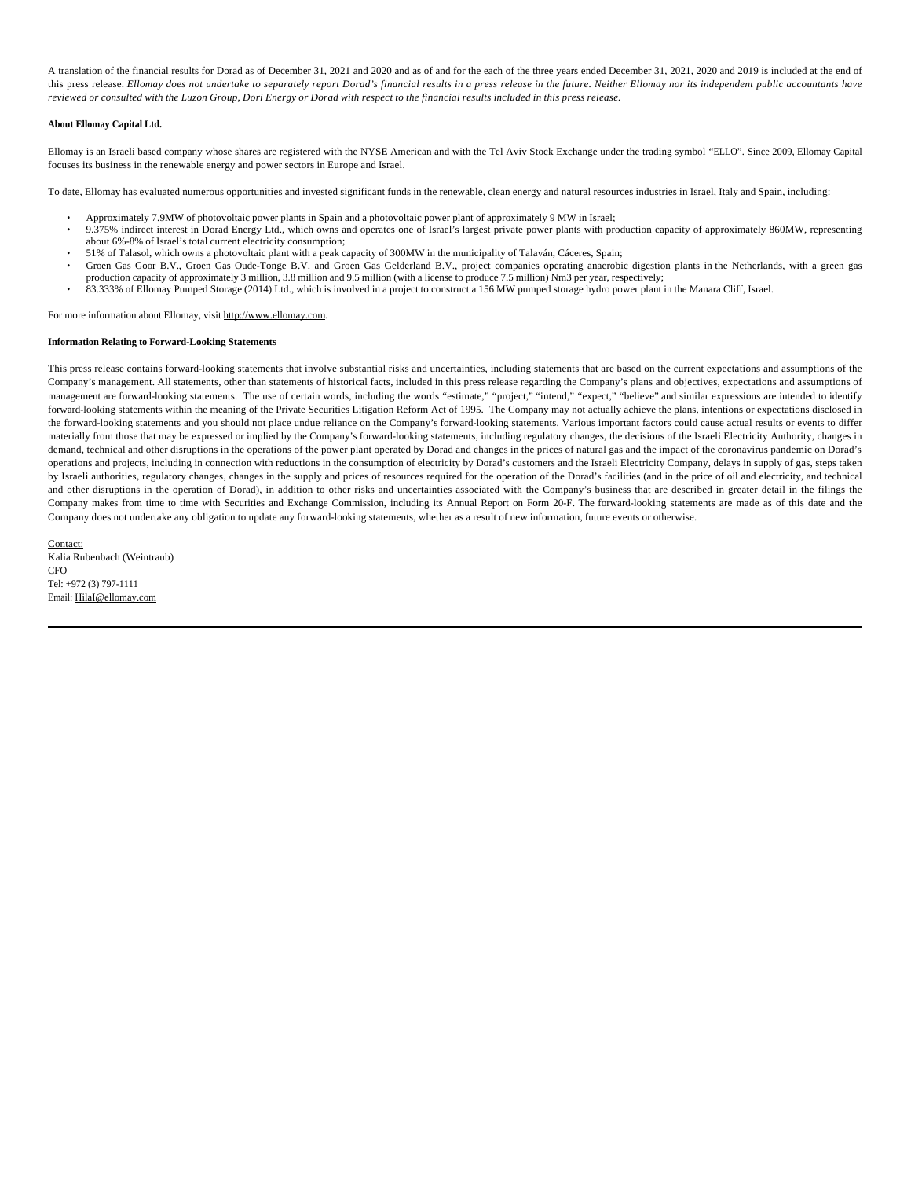A translation of the financial results for Dorad as of December 31, 2021 and 2020 and as of and for the each of the three years ended December 31, 2021, 2020 and 2019 is included at the end of this press release. *Ellomay does not undertake to separately report Dorad's financial results in a press release in the future. Neither Ellomay nor its independent public accountants have reviewed or consulted with the Luzon Group, Dori Energy or Dorad with respect to the financial results included in this press release.*

**About Ellomay Capital Ltd.**

Ellomay is an Israeli based company whose shares are registered with the NYSE American and with the Tel Aviv Stock Exchange under the trading symbol "ELLO". Since 2009, Ellomay Capital focuses its business in the renewable energy and power sectors in Europe and Israel.

To date, Ellomay has evaluated numerous opportunities and invested significant funds in the renewable, clean energy and natural resources industries in Israel, Italy and Spain, including:

- Approximately 7.9MW of photovoltaic power plants in Spain and a photovoltaic power plant of approximately 9 MW in Israel;
- 9.375% indirect interest in Dorad Energy Ltd., which owns and operates one of Israel's largest private power plants with production capacity of approximately 860MW, representing about 6%-8% of Israel's total current electricity consumption;
- 51% of Talasol, which owns a photovoltaic plant with a peak capacity of 300MW in the municipality of Talaván, Cáceres, Spain;
- Groen Gas Goor B.V., Groen Gas Oude-Tonge B.V. and Groen Gas Gelderland B.V., project companies operating anaerobic digestion plants in the Netherlands, with a green gas production capacity of approximately 3 million, 3.8 million and 9.5 million (with a license to produce 7.5 million) Nm3 per year, respectively;
- 83.333% of Ellomay Pumped Storage (2014) Ltd., which is involved in a project to construct a 156 MW pumped storage hydro power plant in the Manara Cliff, Israel.

For more information about Ellomay, visit http://www.ellomay.com.

**Information Relating to Forward-Looking Statements**

This press release contains forward-looking statements that involve substantial risks and uncertainties, including statements that are based on the current expectations and assumptions of the Company's management. All statements, other than statements of historical facts, included in this press release regarding the Company's plans and objectives, expectations and assumptions of management are forward-looking statements. The use of certain words, including the words "estimate," "project," "intend," "expect," "believe" and similar expressions are intended to identify forward-looking statements within the meaning of the Private Securities Litigation Reform Act of 1995. The Company may not actually achieve the plans, intentions or expectations disclosed in the forward-looking statements and you should not place undue reliance on the Company's forward-looking statements. Various important factors could cause actual results or events to differ materially from those that may be expressed or implied by the Company's forward-looking statements, including regulatory changes, the decisions of the Israeli Electricity Authority, changes in demand, technical and other disruptions in the operations of the power plant operated by Dorad and changes in the prices of natural gas and the impact of the coronavirus pandemic on Dorad's operations and projects, including in connection with reductions in the consumption of electricity by Dorad's customers and the Israeli Electricity Company, delays in supply of gas, steps taken by Israeli authorities, regulatory changes, changes in the supply and prices of resources required for the operation of the Dorad's facilities (and in the price of oil and electricity, and technical and other disruptions in the operation of Dorad), in addition to other risks and uncertainties associated with the Company's business that are described in greater detail in the filings the Company makes from time to time with Securities and Exchange Commission, including its Annual Report on Form 20-F. The forward-looking statements are made as of this date and the Company does not undertake any obligation to update any forward-looking statements, whether as a result of new information, future events or otherwise.

Contact:
Kalia Rubenbach (Weintraub)
CFO
Tel: +972 (3) 797-1111
Email: HilaI@ellomay.com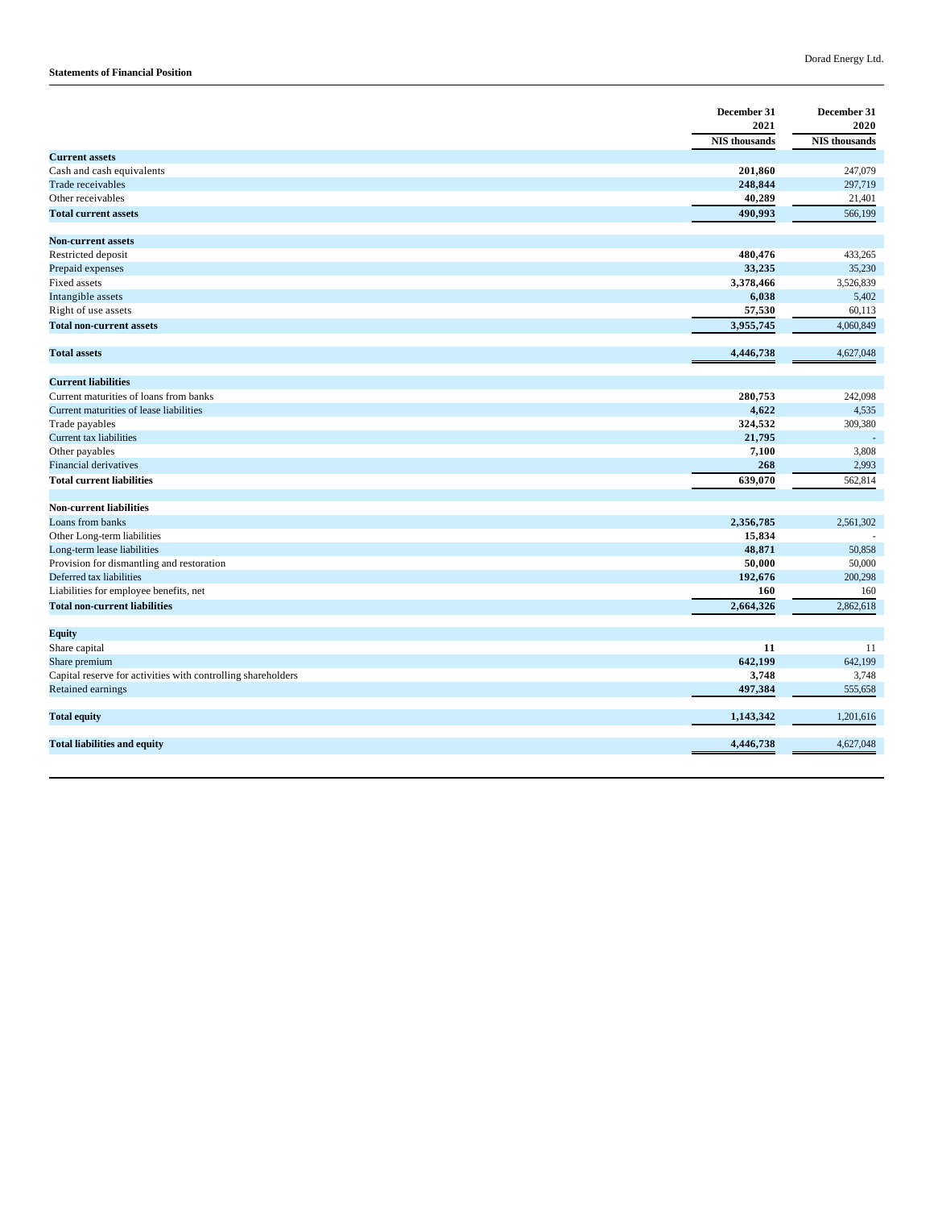Dorad Energy Ltd.

**Statements of Financial Position**

| | December 31 2021 | December 31 2020 |
|---|---|---|
| | NIS thousands | NIS thousands |
| **Current assets** | | |
| Cash and cash equivalents | **201,860** | 247,079 |
| Trade receivables | **248,844** | 297,719 |
| Other receivables | **40,289** | 21,401 |
| **Total current assets** | **490,993** | 566,199 |
| **Non-current assets** | | |
| Restricted deposit | **480,476** | 433,265 |
| Prepaid expenses | **33,235** | 35,230 |
| Fixed assets | **3,378,466** | 3,526,839 |
| Intangible assets | **6,038** | 5,402 |
| Right of use assets | **57,530** | 60,113 |
| **Total non-current assets** | **3,955,745** | 4,060,849 |
| **Total assets** | **4,446,738** | 4,627,048 |
| **Current liabilities** | | |
| Current maturities of loans from banks | **280,753** | 242,098 |
| Current maturities of lease liabilities | **4,622** | 4,535 |
| Trade payables | **324,532** | 309,380 |
| Current tax liabilities | **21,795** | - |
| Other payables | **7,100** | 3,808 |
| Financial derivatives | **268** | 2,993 |
| **Total current liabilities** | **639,070** | 562,814 |
| **Non-current liabilities** | | |
| Loans from banks | **2,356,785** | 2,561,302 |
| Other Long-term liabilities | **15,834** | - |
| Long-term lease liabilities | **48,871** | 50,858 |
| Provision for dismantling and restoration | **50,000** | 50,000 |
| Deferred tax liabilities | **192,676** | 200,298 |
| Liabilities for employee benefits, net | **160** | 160 |
| **Total non-current liabilities** | **2,664,326** | 2,862,618 |
| **Equity** | | |
| Share capital | **11** | 11 |
| Share premium | **642,199** | 642,199 |
| Capital reserve for activities with controlling shareholders | **3,748** | 3,748 |
| Retained earnings | **497,384** | 555,658 |
| **Total equity** | **1,143,342** | 1,201,616 |
| **Total liabilities and equity** | **4,446,738** | 4,627,048 |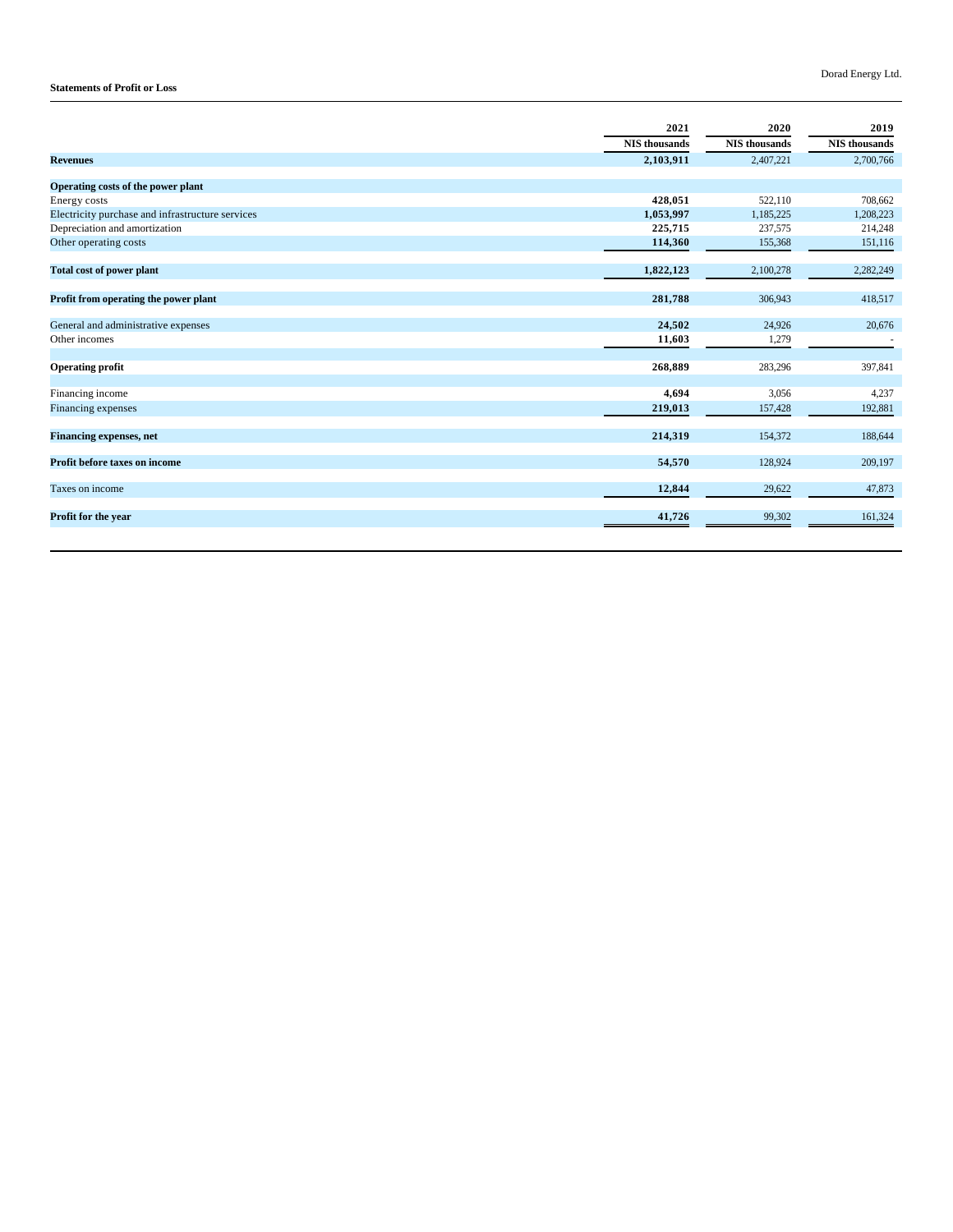Dorad Energy Ltd.

**Statements of Profit or Loss**

| | 2021 | 2020 | 2019 |
|---|---|---|---|
| | NIS thousands | NIS thousands | NIS thousands |
| **Revenues** | **2,103,911** | 2,407,221 | 2,700,766 |
| | | | |
| **Operating costs of the power plant** | | | |
| Energy costs | **428,051** | 522,110 | 708,662 |
| Electricity purchase and infrastructure services | **1,053,997** | 1,185,225 | 1,208,223 |
| Depreciation and amortization | **225,715** | 237,575 | 214,248 |
| Other operating costs | **114,360** | 155,368 | 151,116 |
| | | | |
| **Total cost of power plant** | **1,822,123** | 2,100,278 | 2,282,249 |
| | | | |
| **Profit from operating the power plant** | **281,788** | 306,943 | 418,517 |
| | | | |
| General and administrative expenses | **24,502** | 24,926 | 20,676 |
| Other incomes | **11,603** | 1,279 | - |
| | | | |
| **Operating profit** | **268,889** | 283,296 | 397,841 |
| | | | |
| Financing income | **4,694** | 3,056 | 4,237 |
| Financing expenses | **219,013** | 157,428 | 192,881 |
| | | | |
| **Financing expenses, net** | **214,319** | 154,372 | 188,644 |
| | | | |
| **Profit before taxes on income** | **54,570** | 128,924 | 209,197 |
| | | | |
| Taxes on income | **12,844** | 29,622 | 47,873 |
| | | | |
| **Profit for the year** | **41,726** | 99,302 | 161,324 |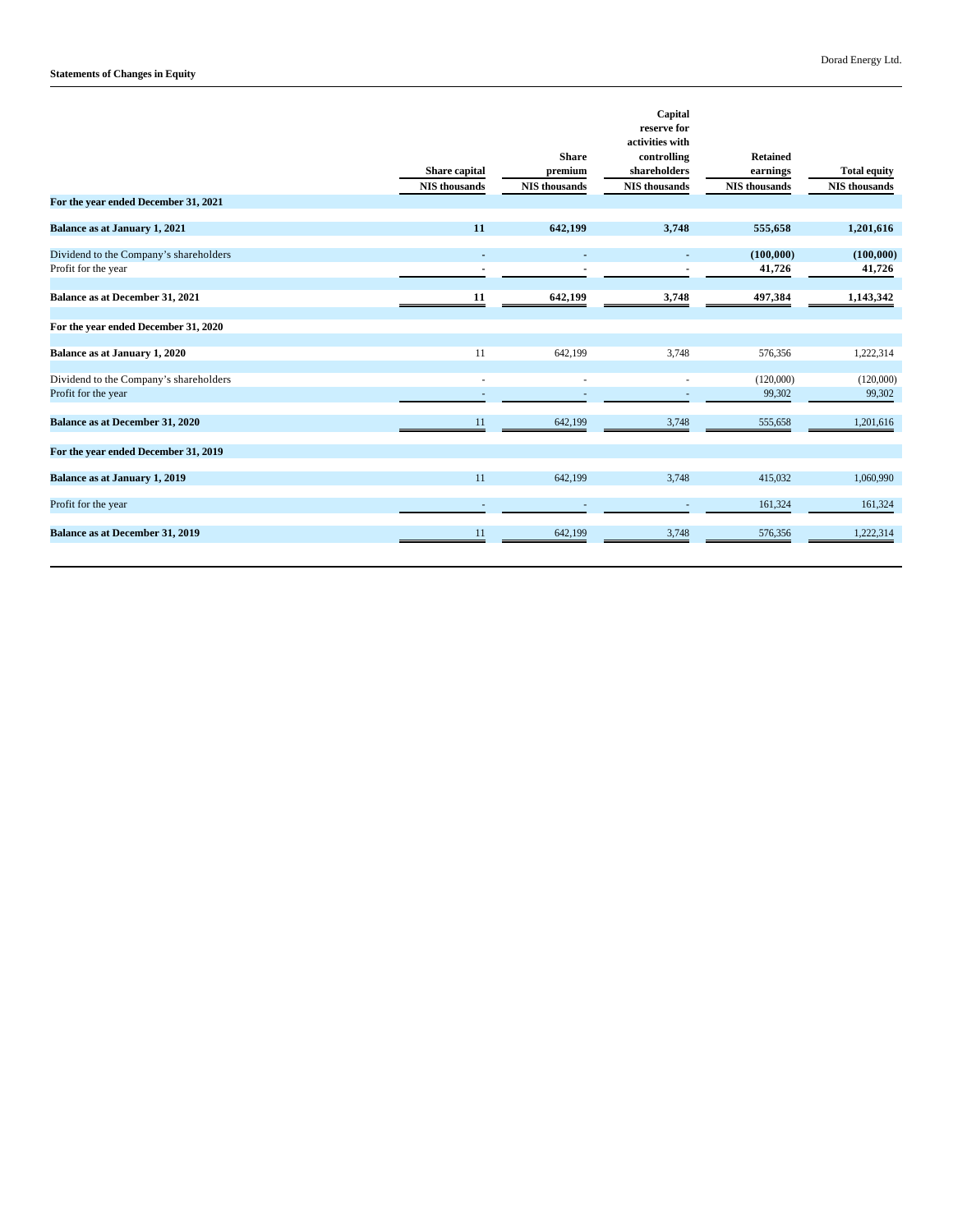**Statements of Changes in Equity**

| | Share capital | Share premium | Capital reserve for activities with controlling shareholders | Retained earnings | Total equity |
|---|---|---|---|---|---|
| | NIS thousands | NIS thousands | NIS thousands | NIS thousands | NIS thousands |
| **For the year ended December 31, 2021** | | | | | |
| **Balance as at January 1, 2021** | **11** | **642,199** | **3,748** | **555,658** | **1,201,616** |
| Dividend to the Company's shareholders | - | - | - | **(100,000)** | **(100,000)** |
| Profit for the year | - | - | - | **41,726** | **41,726** |
| **Balance as at December 31, 2021** | **11** | **642,199** | **3,748** | **497,384** | **1,143,342** |
| **For the year ended December 31, 2020** | | | | | |
| **Balance as at January 1, 2020** | 11 | 642,199 | 3,748 | 576,356 | 1,222,314 |
| Dividend to the Company's shareholders | - | - | - | (120,000) | (120,000) |
| Profit for the year | - | - | - | 99,302 | 99,302 |
| **Balance as at December 31, 2020** | 11 | 642,199 | 3,748 | 555,658 | 1,201,616 |
| **For the year ended December 31, 2019** | | | | | |
| **Balance as at January 1, 2019** | 11 | 642,199 | 3,748 | 415,032 | 1,060,990 |
| Profit for the year | - | - | - | 161,324 | 161,324 |
| **Balance as at December 31, 2019** | 11 | 642,199 | 3,748 | 576,356 | 1,222,314 |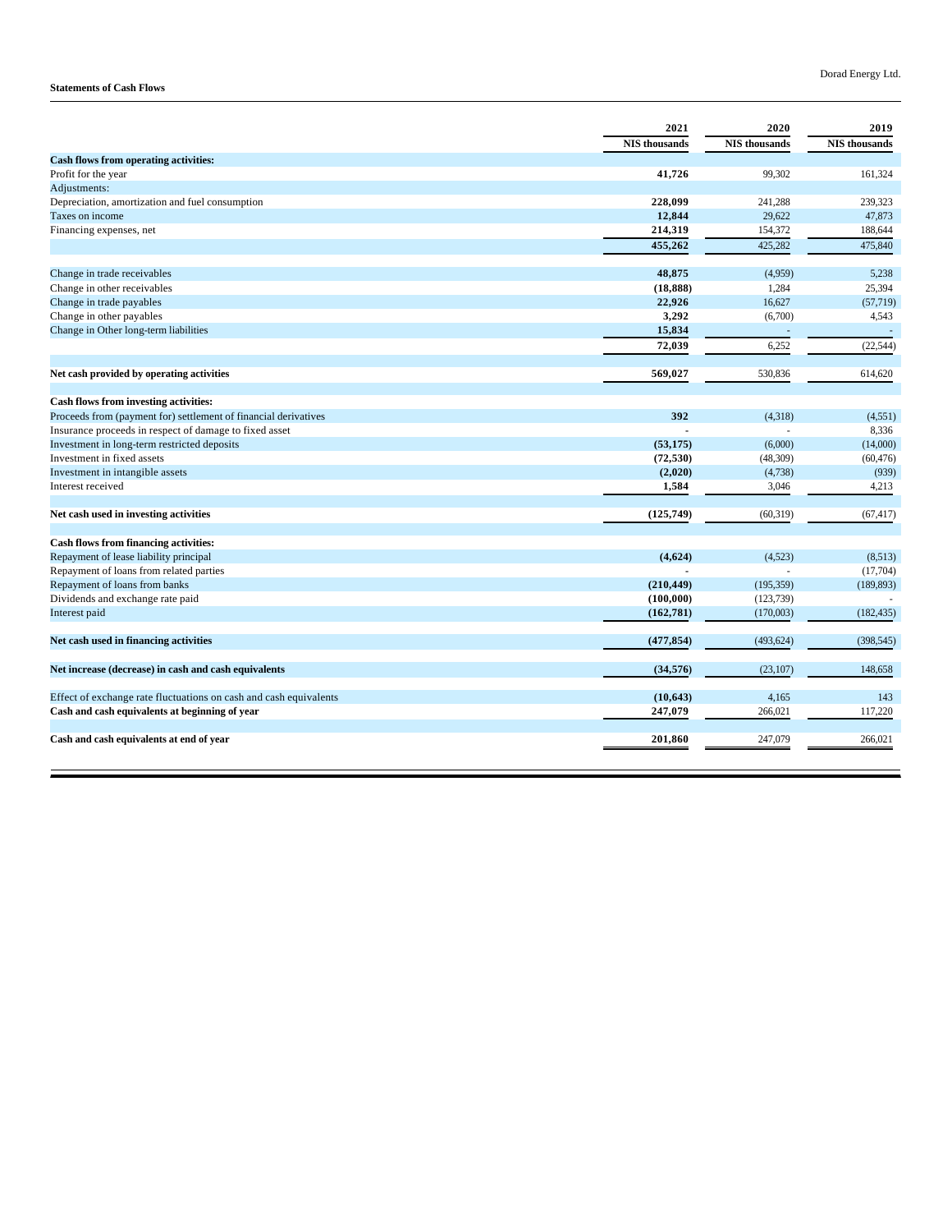Dorad Energy Ltd.

**Statements of Cash Flows**

| | 2021 | 2020 | 2019 |
|---|---|---|---|
| | NIS thousands | NIS thousands | NIS thousands |
| **Cash flows from operating activities:** | | | |
| Profit for the year | **41,726** | 99,302 | 161,324 |
| Adjustments: | | | |
| Depreciation, amortization and fuel consumption | **228,099** | 241,288 | 239,323 |
| Taxes on income | **12,844** | 29,622 | 47,873 |
| Financing expenses, net | **214,319** | 154,372 | 188,644 |
| | **455,262** | 425,282 | 475,840 |
| Change in trade receivables | **48,875** | (4,959) | 5,238 |
| Change in other receivables | **(18,888)** | 1,284 | 25,394 |
| Change in trade payables | **22,926** | 16,627 | (57,719) |
| Change in other payables | **3,292** | (6,700) | 4,543 |
| Change in Other long-term liabilities | **15,834** | - | - |
| | **72,039** | 6,252 | (22,544) |
| **Net cash provided by operating activities** | **569,027** | 530,836 | 614,620 |
| **Cash flows from investing activities:** | | | |
| Proceeds from (payment for) settlement of financial derivatives | **392** | (4,318) | (4,551) |
| Insurance proceeds in respect of damage to fixed asset | **-** | - | 8,336 |
| Investment in long-term restricted deposits | **(53,175)** | (6,000) | (14,000) |
| Investment in fixed assets | **(72,530)** | (48,309) | (60,476) |
| Investment in intangible assets | **(2,020)** | (4,738) | (939) |
| Interest received | **1,584** | 3,046 | 4,213 |
| **Net cash used in investing activities** | **(125,749)** | (60,319) | (67,417) |
| **Cash flows from financing activities:** | | | |
| Repayment of lease liability principal | **(4,624)** | (4,523) | (8,513) |
| Repayment of loans from related parties | **-** | - | (17,704) |
| Repayment of loans from banks | **(210,449)** | (195,359) | (189,893) |
| Dividends and exchange rate paid | **(100,000)** | (123,739) | - |
| Interest paid | **(162,781)** | (170,003) | (182,435) |
| **Net cash used in financing activities** | **(477,854)** | (493,624) | (398,545) |
| **Net increase (decrease) in cash and cash equivalents** | **(34,576)** | (23,107) | 148,658 |
| Effect of exchange rate fluctuations on cash and cash equivalents | **(10,643)** | 4,165 | 143 |
| **Cash and cash equivalents at beginning of year** | **247,079** | 266,021 | 117,220 |
| **Cash and cash equivalents at end of year** | **201,860** | 247,079 | 266,021 |